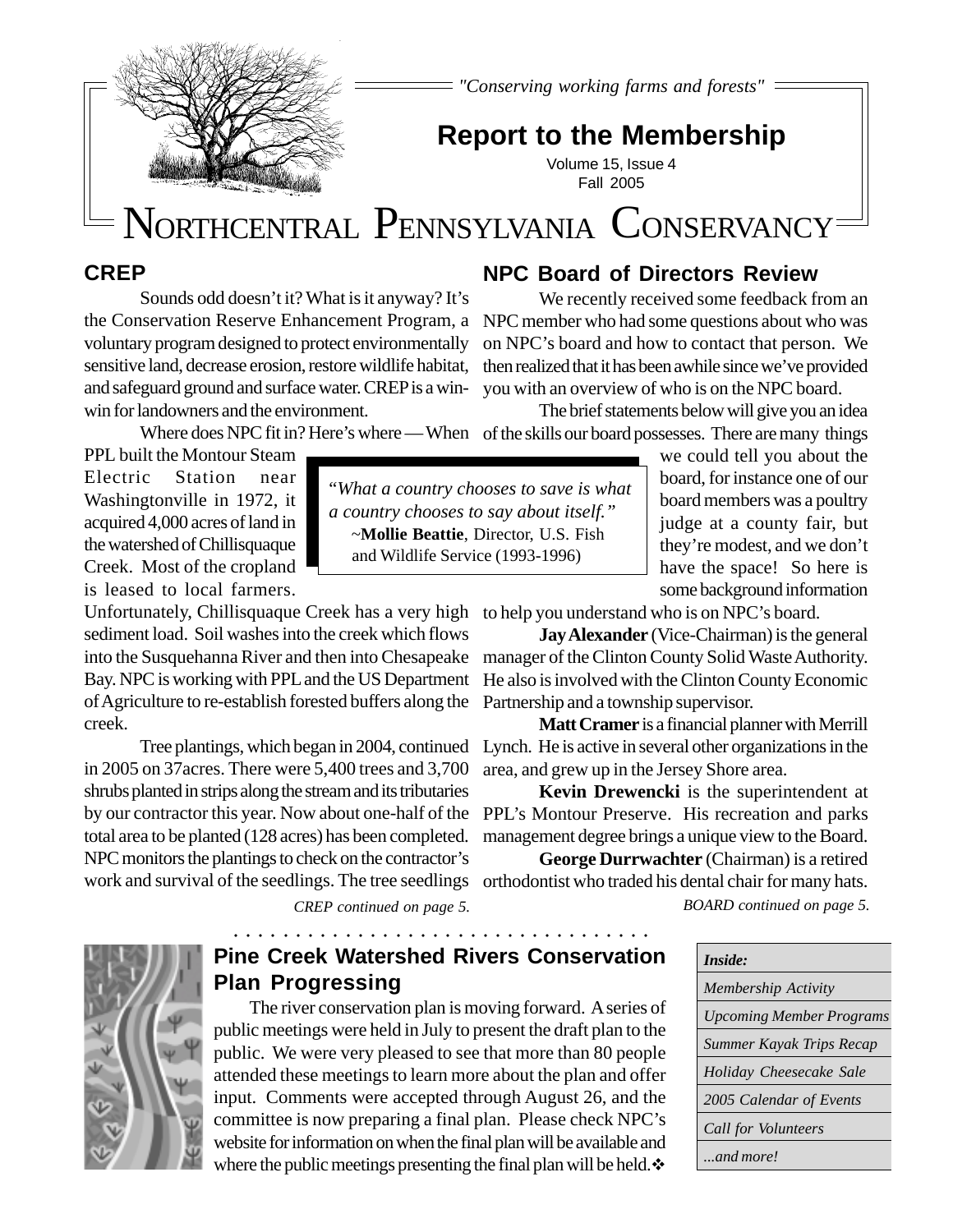"Conserving working farms and forests"

# Report to the Membership

Volume 15, Issue 4
Fall 2005

# NORTHCENTRAL PENNSYLVANIA CONSERVANCY

## CREP

Sounds odd doesn't it? What is it anyway? It's the Conservation Reserve Enhancement Program, a voluntary program designed to protect environmentally sensitive land, decrease erosion, restore wildlife habitat, and safeguard ground and surface water. CREP is a win-win for landowners and the environment.

Where does NPC fit in? Here's where — When PPL built the Montour Steam Electric Station near Washingtonville in 1972, it acquired 4,000 acres of land in the watershed of Chillisquaque Creek. Most of the cropland is leased to local farmers. Unfortunately, Chillisquaque Creek has a very high sediment load. Soil washes into the creek which flows into the Susquehanna River and then into Chesapeake Bay. NPC is working with PPL and the US Department of Agriculture to re-establish forested buffers along the creek.

Tree plantings, which began in 2004, continued in 2005 on 37acres. There were 5,400 trees and 3,700 shrubs planted in strips along the stream and its tributaries by our contractor this year. Now about one-half of the total area to be planted (128 acres) has been completed. NPC monitors the plantings to check on the contractor's work and survival of the seedlings. The tree seedlings

*CREP continued on page 5.*

> *"What a country chooses to save is what a country chooses to say about itself."*
> ~**Mollie Beattie**, Director, U.S. Fish and Wildlife Service (1993-1996)

## NPC Board of Directors Review

We recently received some feedback from an NPC member who had some questions about who was on NPC's board and how to contact that person. We then realized that it has been awhile since we've provided you with an overview of who is on the NPC board.

The brief statements below will give you an idea of the skills our board possesses. There are many things we could tell you about the board, for instance one of our board members was a poultry judge at a county fair, but they're modest, and we don't have the space! So here is some background information to help you understand who is on NPC's board.

**Jay Alexander** (Vice-Chairman) is the general manager of the Clinton County Solid Waste Authority. He also is involved with the Clinton County Economic Partnership and a township supervisor.

**Matt Cramer** is a financial planner with Merrill Lynch. He is active in several other organizations in the area, and grew up in the Jersey Shore area.

**Kevin Drewencki** is the superintendent at PPL's Montour Preserve. His recreation and parks management degree brings a unique view to the Board.

**George Durrwachter** (Chairman) is a retired orthodontist who traded his dental chair for many hats.

*BOARD continued on page 5.*

## Pine Creek Watershed Rivers Conservation Plan Progressing

The river conservation plan is moving forward. A series of public meetings were held in July to present the draft plan to the public. We were very pleased to see that more than 80 people attended these meetings to learn more about the plan and offer input. Comments were accepted through August 26, and the committee is now preparing a final plan. Please check NPC's website for information on when the final plan will be available and where the public meetings presenting the final plan will be held.❖

| *Inside:* |
| --- |
| *Membership Activity* |
| *Upcoming Member Programs* |
| *Summer Kayak Trips Recap* |
| *Holiday Cheesecake Sale* |
| *2005 Calendar of Events* |
| *Call for Volunteers* |
| *...and more!* |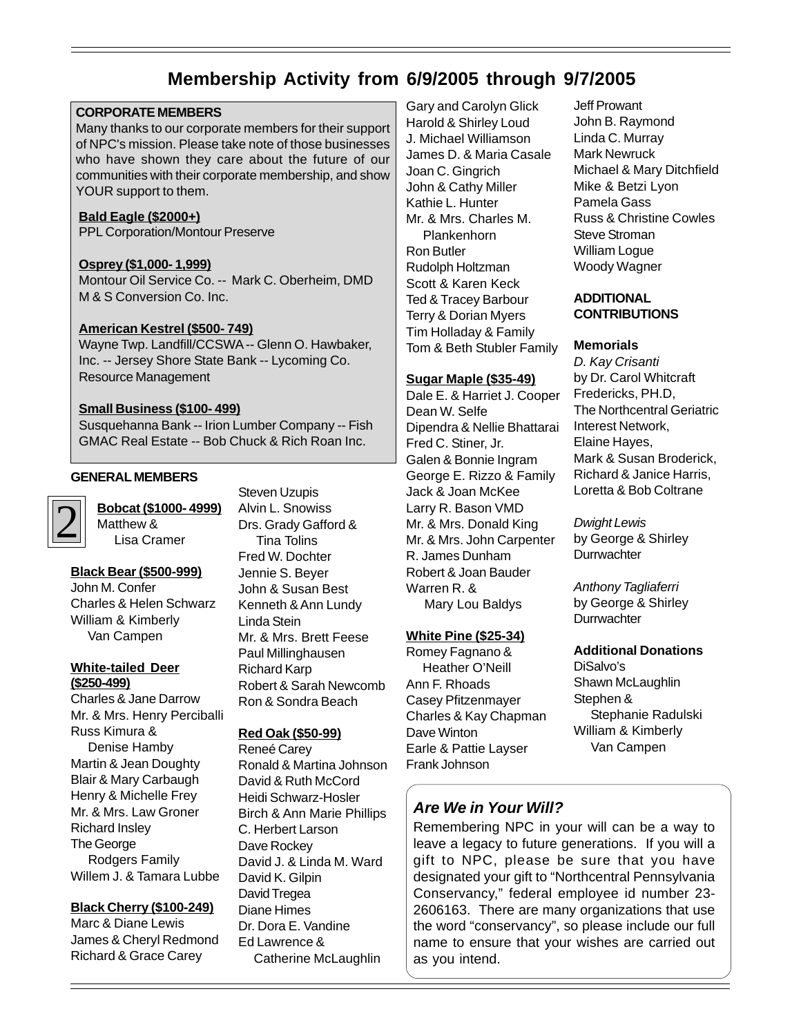# Membership Activity from 6/9/2005 through 9/7/2005

**CORPORATE MEMBERS**

Many thanks to our corporate members for their support of NPC's mission. Please take note of those businesses who have shown they care about the future of our communities with their corporate membership, and show YOUR support to them.

**Bald Eagle ($2000+)**
PPL Corporation/Montour Preserve

**Osprey ($1,000- 1,999)**
Montour Oil Service Co. -- Mark C. Oberheim, DMD
M & S Conversion Co. Inc.

**American Kestrel ($500- 749)**
Wayne Twp. Landfill/CCSWA -- Glenn O. Hawbaker, Inc. -- Jersey Shore State Bank -- Lycoming Co. Resource Management

**Small Business ($100- 499)**
Susquehanna Bank -- Irion Lumber Company -- Fish GMAC Real Estate -- Bob Chuck & Rich Roan Inc.

**GENERAL MEMBERS**

**Bobcat ($1000- 4999)**
Matthew & Lisa Cramer

**Black Bear ($500-999)**
John M. Confer
Charles & Helen Schwarz
William & Kimberly Van Campen

**White-tailed Deer ($250-499)**
Charles & Jane Darrow
Mr. & Mrs. Henry Perciballi
Russ Kimura & Denise Hamby
Martin & Jean Doughty
Blair & Mary Carbaugh
Henry & Michelle Frey
Mr. & Mrs. Law Groner
Richard Insley
The George Rodgers Family
Willem J. & Tamara Lubbe

**Black Cherry ($100-249)**
Marc & Diane Lewis
James & Cheryl Redmond
Richard & Grace Carey
Steven Uzupis
Alvin L. Snowiss
Drs. Grady Gafford & Tina Tolins
Fred W. Dochter
Jennie S. Beyer
John & Susan Best
Kenneth & Ann Lundy
Linda Stein
Mr. & Mrs. Brett Feese
Paul Millinghausen
Richard Karp
Robert & Sarah Newcomb
Ron & Sondra Beach

**Red Oak ($50-99)**
Reneé Carey
Ronald & Martina Johnson
David & Ruth McCord
Heidi Schwarz-Hosler
Birch & Ann Marie Phillips
C. Herbert Larson
Dave Rockey
David J. & Linda M. Ward
David K. Gilpin
David Tregea
Diane Himes
Dr. Dora E. Vandine
Ed Lawrence & Catherine McLaughlin
Gary and Carolyn Glick
Harold & Shirley Loud
J. Michael Williamson
James D. & Maria Casale
Joan C. Gingrich
John & Cathy Miller
Kathie L. Hunter
Mr. & Mrs. Charles M. Plankenhorn
Ron Butler
Rudolph Holtzman
Scott & Karen Keck
Ted & Tracey Barbour
Terry & Dorian Myers
Tim Holladay & Family
Tom & Beth Stubler Family

**Sugar Maple ($35-49)**
Dale E. & Harriet J. Cooper
Dean W. Selfe
Dipendra & Nellie Bhattarai
Fred C. Stiner, Jr.
Galen & Bonnie Ingram
George E. Rizzo & Family
Jack & Joan McKee
Larry R. Bason VMD
Mr. & Mrs. Donald King
Mr. & Mrs. John Carpenter
R. James Dunham
Robert & Joan Bauder
Warren R. & Mary Lou Baldys

**White Pine ($25-34)**
Romey Fagnano & Heather O'Neill
Ann F. Rhoads
Casey Pfitzenmayer
Charles & Kay Chapman
Dave Winton
Earle & Pattie Layser
Frank Johnson
Jeff Prowant
John B. Raymond
Linda C. Murray
Mark Newruck
Michael & Mary Ditchfield
Mike & Betzi Lyon
Pamela Gass
Russ & Christine Cowles
Steve Stroman
William Logue
Woody Wagner

**ADDITIONAL CONTRIBUTIONS**

**Memorials**

*D. Kay Crisanti*
by Dr. Carol Whitcraft Fredericks, PH.D,
The Northcentral Geriatric Interest Network,
Elaine Hayes,
Mark & Susan Broderick,
Richard & Janice Harris,
Loretta & Bob Coltrane

*Dwight Lewis*
by George & Shirley Durrwachter

*Anthony Tagliaferri*
by George & Shirley Durrwachter

**Additional Donations**
DiSalvo's
Shawn McLaughlin
Stephen & Stephanie Radulski
William & Kimberly Van Campen

### *Are We in Your Will?*

Remembering NPC in your will can be a way to leave a legacy to future generations. If you will a gift to NPC, please be sure that you have designated your gift to "Northcentral Pennsylvania Conservancy," federal employee id number 23-2606163. There are many organizations that use the word "conservancy", so please include our full name to ensure that your wishes are carried out as you intend.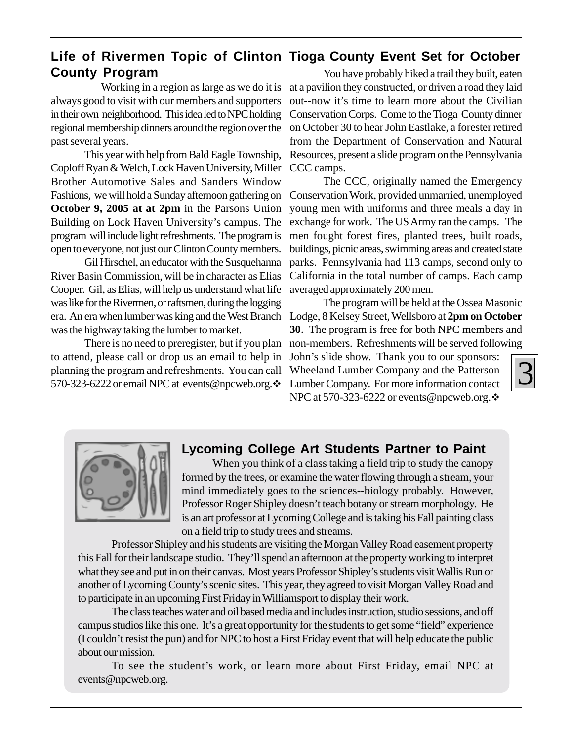## Life of Rivermen Topic of Clinton County Program

Working in a region as large as we do it is always good to visit with our members and supporters in their own neighborhood. This idea led to NPC holding regional membership dinners around the region over the past several years.

This year with help from Bald Eagle Township, Coploff Ryan & Welch, Lock Haven University, Miller Brother Automotive Sales and Sanders Window Fashions, we will hold a Sunday afternoon gathering on **October 9, 2005 at at 2pm** in the Parsons Union Building on Lock Haven University's campus. The program will include light refreshments. The program is open to everyone, not just our Clinton County members.

Gil Hirschel, an educator with the Susquehanna River Basin Commission, will be in character as Elias Cooper. Gil, as Elias, will help us understand what life was like for the Rivermen, or raftsmen, during the logging era. An era when lumber was king and the West Branch was the highway taking the lumber to market.

There is no need to preregister, but if you plan to attend, please call or drop us an email to help in planning the program and refreshments. You can call 570-323-6222 or email NPC at events@npcweb.org.❖

## Tioga County Event Set for October

You have probably hiked a trail they built, eaten at a pavilion they constructed, or driven a road they laid out--now it's time to learn more about the Civilian Conservation Corps. Come to the Tioga County dinner on October 30 to hear John Eastlake, a forester retired from the Department of Conservation and Natural Resources, present a slide program on the Pennsylvania CCC camps.

The CCC, originally named the Emergency Conservation Work, provided unmarried, unemployed young men with uniforms and three meals a day in exchange for work. The US Army ran the camps. The men fought forest fires, planted trees, built roads, buildings, picnic areas, swimming areas and created state parks. Pennsylvania had 113 camps, second only to California in the total number of camps. Each camp averaged approximately 200 men.

The program will be held at the Ossea Masonic Lodge, 8 Kelsey Street, Wellsboro at **2pm on October 30**. The program is free for both NPC members and non-members. Refreshments will be served following John's slide show. Thank you to our sponsors: Wheeland Lumber Company and the Patterson Lumber Company. For more information contact NPC at 570-323-6222 or events@npcweb.org.❖

## Lycoming College Art Students Partner to Paint

When you think of a class taking a field trip to study the canopy formed by the trees, or examine the water flowing through a stream, your mind immediately goes to the sciences--biology probably. However, Professor Roger Shipley doesn't teach botany or stream morphology. He is an art professor at Lycoming College and is taking his Fall painting class on a field trip to study trees and streams.

Professor Shipley and his students are visiting the Morgan Valley Road easement property this Fall for their landscape studio. They'll spend an afternoon at the property working to interpret what they see and put in on their canvas. Most years Professor Shipley's students visit Wallis Run or another of Lycoming County's scenic sites. This year, they agreed to visit Morgan Valley Road and to participate in an upcoming First Friday in Williamsport to display their work.

The class teaches water and oil based media and includes instruction, studio sessions, and off campus studios like this one. It's a great opportunity for the students to get some "field" experience (I couldn't resist the pun) and for NPC to host a First Friday event that will help educate the public about our mission.

To see the student's work, or learn more about First Friday, email NPC at events@npcweb.org.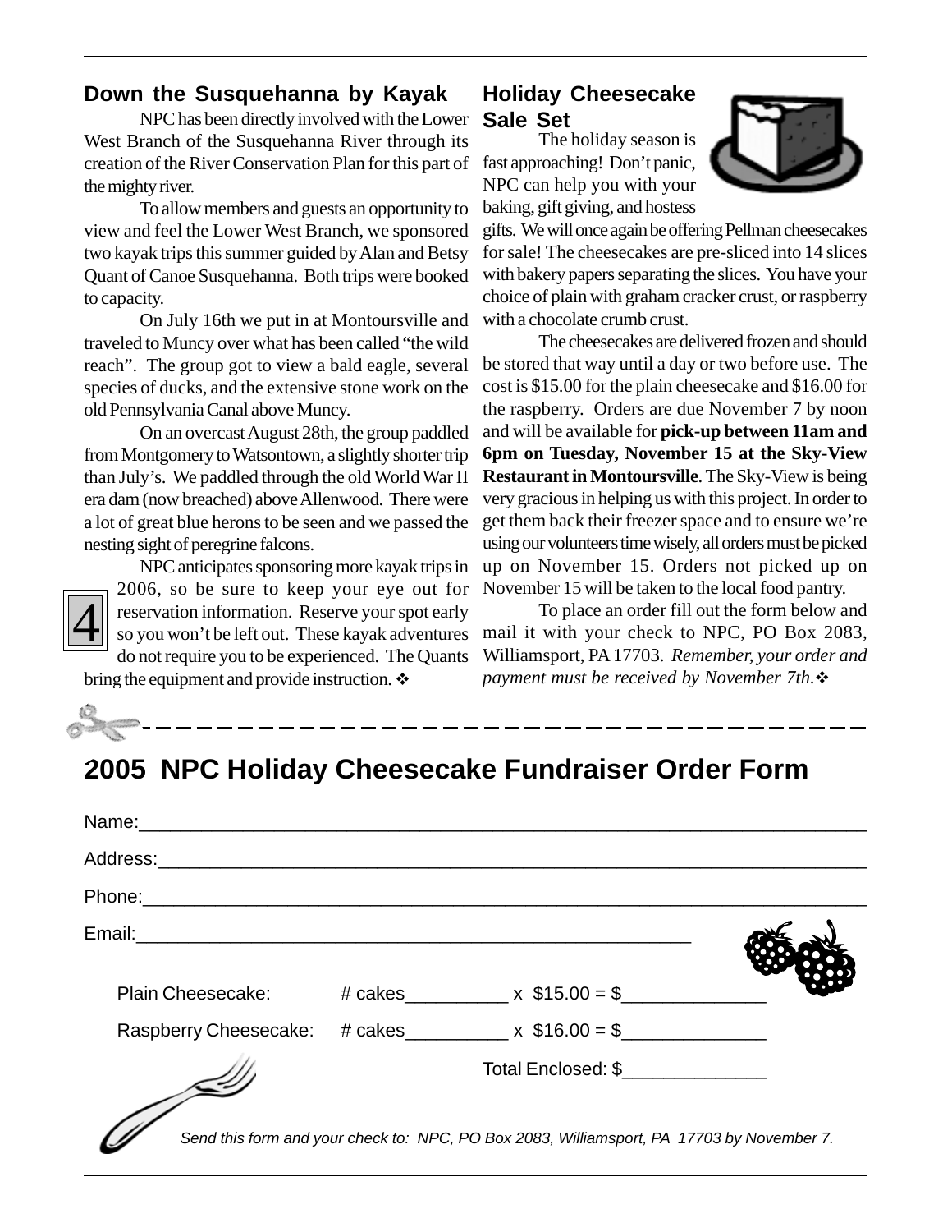## Down the Susquehanna by Kayak

NPC has been directly involved with the Lower West Branch of the Susquehanna River through its creation of the River Conservation Plan for this part of the mighty river.

To allow members and guests an opportunity to view and feel the Lower West Branch, we sponsored two kayak trips this summer guided by Alan and Betsy Quant of Canoe Susquehanna. Both trips were booked to capacity.

On July 16th we put in at Montoursville and traveled to Muncy over what has been called "the wild reach". The group got to view a bald eagle, several species of ducks, and the extensive stone work on the old Pennsylvania Canal above Muncy.

On an overcast August 28th, the group paddled from Montgomery to Watsontown, a slightly shorter trip than July's. We paddled through the old World War II era dam (now breached) above Allenwood. There were a lot of great blue herons to be seen and we passed the nesting sight of peregrine falcons.

NPC anticipates sponsoring more kayak trips in 2006, so be sure to keep your eye out for reservation information. Reserve your spot early so you won't be left out. These kayak adventures do not require you to be experienced. The Quants bring the equipment and provide instruction. ❖

## Holiday Cheesecake Sale Set

The holiday season is fast approaching! Don't panic, NPC can help you with your baking, gift giving, and hostess gifts. We will once again be offering Pellman cheesecakes for sale! The cheesecakes are pre-sliced into 14 slices with bakery papers separating the slices. You have your choice of plain with graham cracker crust, or raspberry with a chocolate crumb crust.

The cheesecakes are delivered frozen and should be stored that way until a day or two before use. The cost is $15.00 for the plain cheesecake and $16.00 for the raspberry. Orders are due November 7 by noon and will be available for **pick-up between 11am and 6pm on Tuesday, November 15 at the Sky-View Restaurant in Montoursville**. The Sky-View is being very gracious in helping us with this project. In order to get them back their freezer space and to ensure we're using our volunteers time wisely, all orders must be picked up on November 15. Orders not picked up on November 15 will be taken to the local food pantry.

To place an order fill out the form below and mail it with your check to NPC, PO Box 2083, Williamsport, PA 17703. *Remember, your order and payment must be received by November 7th.*❖

---

# 2005 NPC Holiday Cheesecake Fundraiser Order Form

Name:______________________________________________

Address:____________________________________________

Phone:_____________________________________________

Email:______________________________________

Plain Cheesecake: # cakes__________ x $15.00 = $______________

Raspberry Cheesecake: # cakes__________ x $16.00 = $______________

Total Enclosed: $______________

*Send this form and your check to: NPC, PO Box 2083, Williamsport, PA 17703 by November 7.*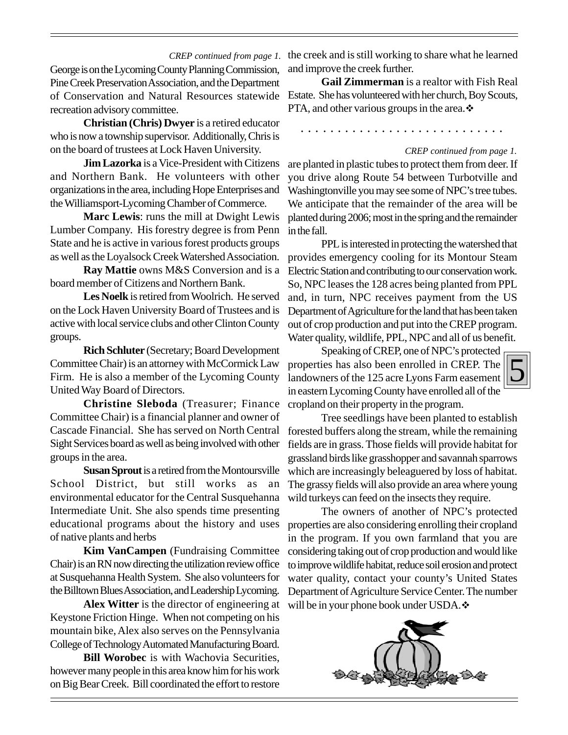*CREP continued from page 1.*

George is on the Lycoming County Planning Commission, Pine Creek Preservation Association, and the Department of Conservation and Natural Resources statewide recreation advisory committee.

**Christian (Chris) Dwyer** is a retired educator who is now a township supervisor. Additionally, Chris is on the board of trustees at Lock Haven University.

**Jim Lazorka** is a Vice-President with Citizens and Northern Bank. He volunteers with other organizations in the area, including Hope Enterprises and the Williamsport-Lycoming Chamber of Commerce.

**Marc Lewis**: runs the mill at Dwight Lewis Lumber Company. His forestry degree is from Penn State and he is active in various forest products groups as well as the Loyalsock Creek Watershed Association.

**Ray Mattie** owns M&S Conversion and is a board member of Citizens and Northern Bank.

**Les Noelk** is retired from Woolrich. He served on the Lock Haven University Board of Trustees and is active with local service clubs and other Clinton County groups.

**Rich Schluter** (Secretary; Board Development Committee Chair) is an attorney with McCormick Law Firm. He is also a member of the Lycoming County United Way Board of Directors.

**Christine Sleboda** (Treasurer; Finance Committee Chair) is a financial planner and owner of Cascade Financial. She has served on North Central Sight Services board as well as being involved with other groups in the area.

**Susan Sprout** is a retired from the Montoursville School District, but still works as an environmental educator for the Central Susquehanna Intermediate Unit. She also spends time presenting educational programs about the history and uses of native plants and herbs

**Kim VanCampen** (Fundraising Committee Chair) is an RN now directing the utilization review office at Susquehanna Health System. She also volunteers for the Billtown Blues Association, and Leadership Lycoming.

**Alex Witter** is the director of engineering at Keystone Friction Hinge. When not competing on his mountain bike, Alex also serves on the Pennsylvania College of Technology Automated Manufacturing Board.

**Bill Worobec** is with Wachovia Securities, however many people in this area know him for his work on Big Bear Creek. Bill coordinated the effort to restore the creek and is still working to share what he learned and improve the creek further.

**Gail Zimmerman** is a realtor with Fish Real Estate. She has volunteered with her church, Boy Scouts, PTA, and other various groups in the area.❖

. . . . . . . . . . . . . . . . . . . . . . . . . .

*CREP continued from page 1.*

are planted in plastic tubes to protect them from deer. If you drive along Route 54 between Turbotville and Washingtonville you may see some of NPC's tree tubes. We anticipate that the remainder of the area will be planted during 2006; most in the spring and the remainder in the fall.

PPL is interested in protecting the watershed that provides emergency cooling for its Montour Steam Electric Station and contributing to our conservation work. So, NPC leases the 128 acres being planted from PPL and, in turn, NPC receives payment from the US Department of Agriculture for the land that has been taken out of crop production and put into the CREP program. Water quality, wildlife, PPL, NPC and all of us benefit.

Speaking of CREP, one of NPC's protected properties has also been enrolled in CREP. The landowners of the 125 acre Lyons Farm easement in eastern Lycoming County have enrolled all of the cropland on their property in the program.

Tree seedlings have been planted to establish forested buffers along the stream, while the remaining fields are in grass. Those fields will provide habitat for grassland birds like grasshopper and savannah sparrows which are increasingly beleaguered by loss of habitat. The grassy fields will also provide an area where young wild turkeys can feed on the insects they require.

The owners of another of NPC's protected properties are also considering enrolling their cropland in the program. If you own farmland that you are considering taking out of crop production and would like to improve wildlife habitat, reduce soil erosion and protect water quality, contact your county's United States Department of Agriculture Service Center. The number will be in your phone book under USDA.❖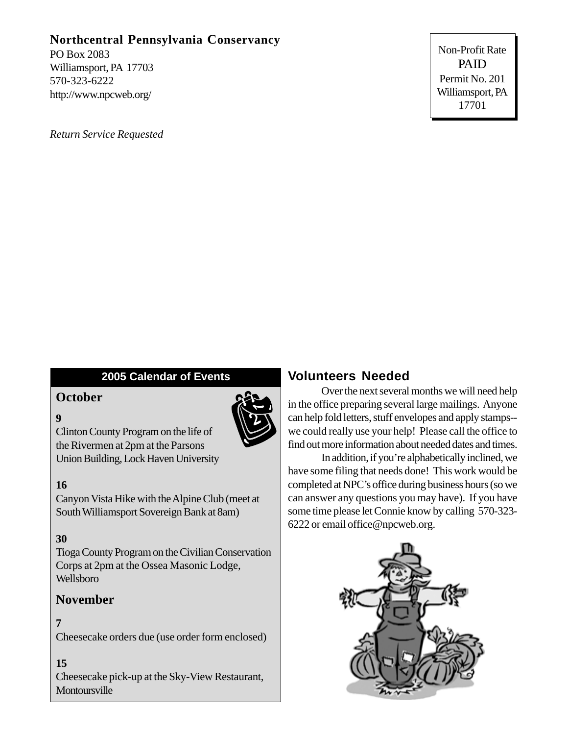**Northcentral Pennsylvania Conservancy**
PO Box 2083
Williamsport, PA 17703
570-323-6222
http://www.npcweb.org/

*Return Service Requested*

Non-Profit Rate
PAID
Permit No. 201
Williamsport, PA
17701

## 2005 Calendar of Events

### October

**9**
Clinton County Program on the life of the Rivermen at 2pm at the Parsons Union Building, Lock Haven University

**16**
Canyon Vista Hike with the Alpine Club (meet at South Williamsport Sovereign Bank at 8am)

**30**
Tioga County Program on the Civilian Conservation Corps at 2pm at the Ossea Masonic Lodge, Wellsboro

### November

**7**
Cheesecake orders due (use order form enclosed)

**15**
Cheesecake pick-up at the Sky-View Restaurant, Montoursville

## Volunteers Needed

Over the next several months we will need help in the office preparing several large mailings. Anyone can help fold letters, stuff envelopes and apply stamps--we could really use your help! Please call the office to find out more information about needed dates and times.

In addition, if you're alphabetically inclined, we have some filing that needs done! This work would be completed at NPC's office during business hours (so we can answer any questions you may have). If you have some time please let Connie know by calling 570-323-6222 or email office@npcweb.org.